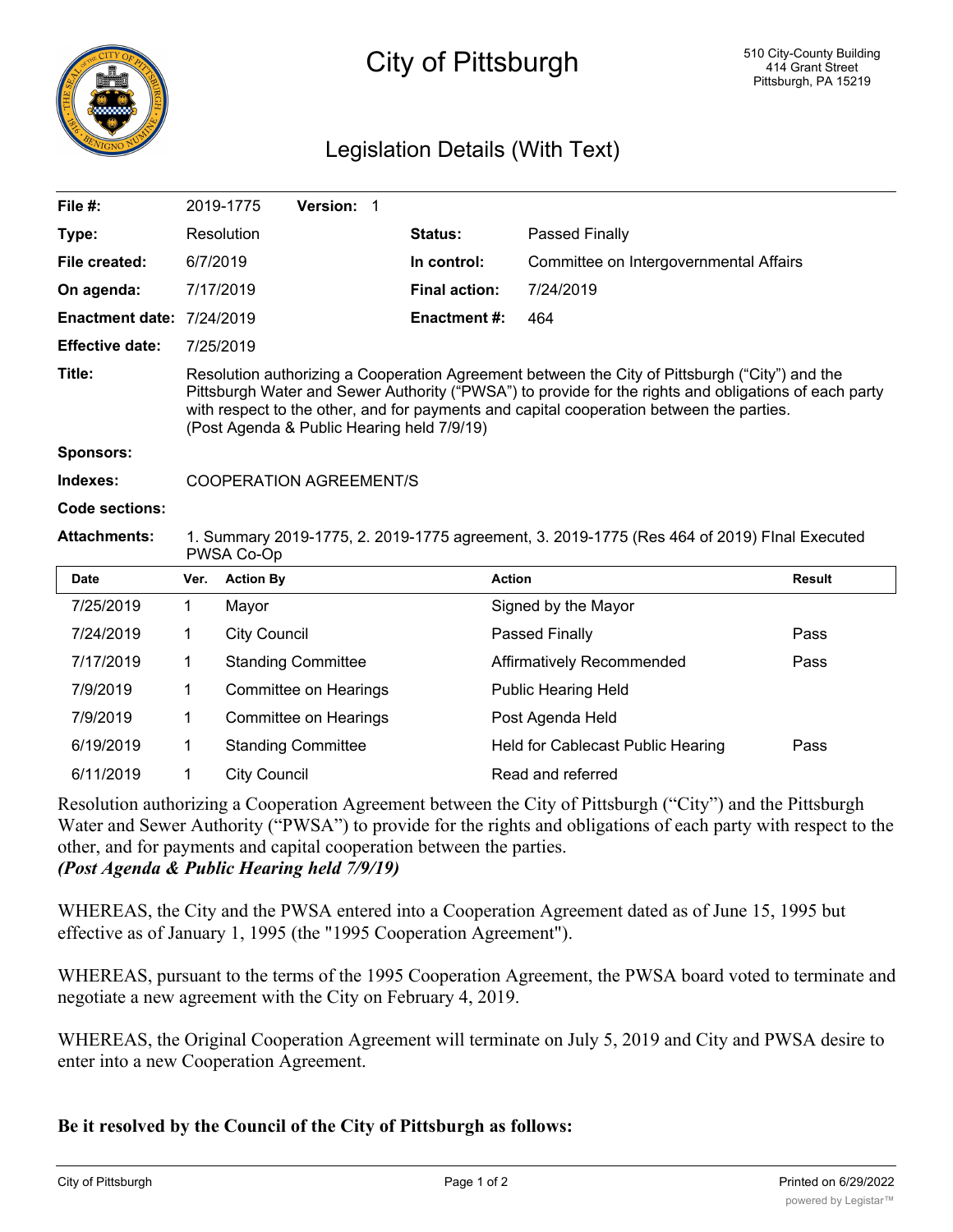# City of Pittsburgh

510 City-County Building
414 Grant Street
Pittsburgh, PA 15219

## Legislation Details (With Text)

| | | | |
|---|---|---|---|
| **File #:** | 2019-1775 **Version:** 1 | | |
| **Type:** | Resolution | **Status:** | Passed Finally |
| **File created:** | 6/7/2019 | **In control:** | Committee on Intergovernmental Affairs |
| **On agenda:** | 7/17/2019 | **Final action:** | 7/24/2019 |
| **Enactment date:** | 7/24/2019 | **Enactment #:** | 464 |
| **Effective date:** | 7/25/2019 | | |

**Title:** Resolution authorizing a Cooperation Agreement between the City of Pittsburgh ("City") and the Pittsburgh Water and Sewer Authority ("PWSA") to provide for the rights and obligations of each party with respect to the other, and for payments and capital cooperation between the parties. (Post Agenda & Public Hearing held 7/9/19)

**Sponsors:**

**Indexes:** COOPERATION AGREEMENT/S

**Code sections:**

**Attachments:** 1. Summary 2019-1775, 2. 2019-1775 agreement, 3. 2019-1775 (Res 464 of 2019) FInal Executed PWSA Co-Op

| Date | Ver. | Action By | Action | Result |
|---|---|---|---|---|
| 7/25/2019 | 1 | Mayor | Signed by the Mayor | |
| 7/24/2019 | 1 | City Council | Passed Finally | Pass |
| 7/17/2019 | 1 | Standing Committee | Affirmatively Recommended | Pass |
| 7/9/2019 | 1 | Committee on Hearings | Public Hearing Held | |
| 7/9/2019 | 1 | Committee on Hearings | Post Agenda Held | |
| 6/19/2019 | 1 | Standing Committee | Held for Cablecast Public Hearing | Pass |
| 6/11/2019 | 1 | City Council | Read and referred | |

Resolution authorizing a Cooperation Agreement between the City of Pittsburgh ("City") and the Pittsburgh Water and Sewer Authority ("PWSA") to provide for the rights and obligations of each party with respect to the other, and for payments and capital cooperation between the parties.
***(Post Agenda & Public Hearing held 7/9/19)***

WHEREAS, the City and the PWSA entered into a Cooperation Agreement dated as of June 15, 1995 but effective as of January 1, 1995 (the "1995 Cooperation Agreement").

WHEREAS, pursuant to the terms of the 1995 Cooperation Agreement, the PWSA board voted to terminate and negotiate a new agreement with the City on February 4, 2019.

WHEREAS, the Original Cooperation Agreement will terminate on July 5, 2019 and City and PWSA desire to enter into a new Cooperation Agreement.

**Be it resolved by the Council of the City of Pittsburgh as follows:**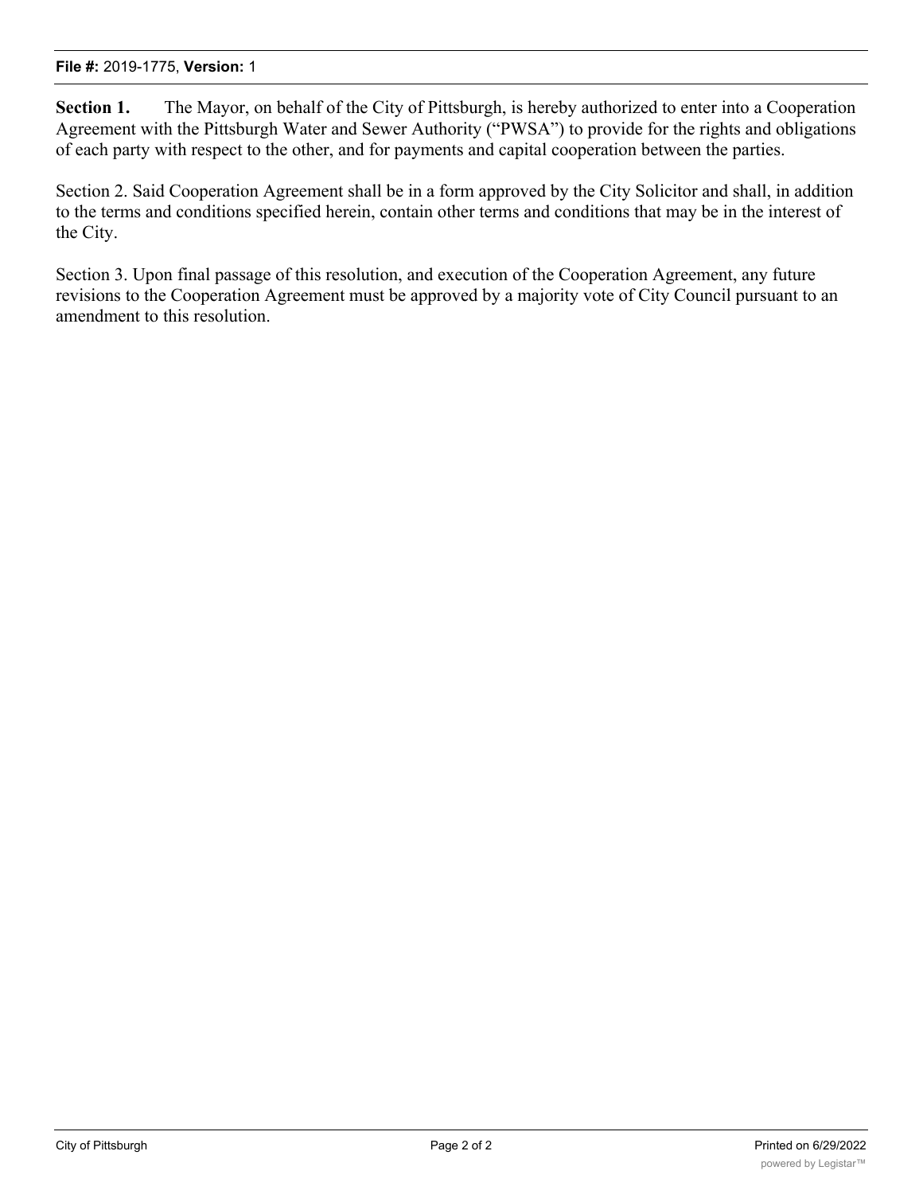**Section 1.** The Mayor, on behalf of the City of Pittsburgh, is hereby authorized to enter into a Cooperation Agreement with the Pittsburgh Water and Sewer Authority ("PWSA") to provide for the rights and obligations of each party with respect to the other, and for payments and capital cooperation between the parties.

Section 2. Said Cooperation Agreement shall be in a form approved by the City Solicitor and shall, in addition to the terms and conditions specified herein, contain other terms and conditions that may be in the interest of the City.

Section 3. Upon final passage of this resolution, and execution of the Cooperation Agreement, any future revisions to the Cooperation Agreement must be approved by a majority vote of City Council pursuant to an amendment to this resolution.